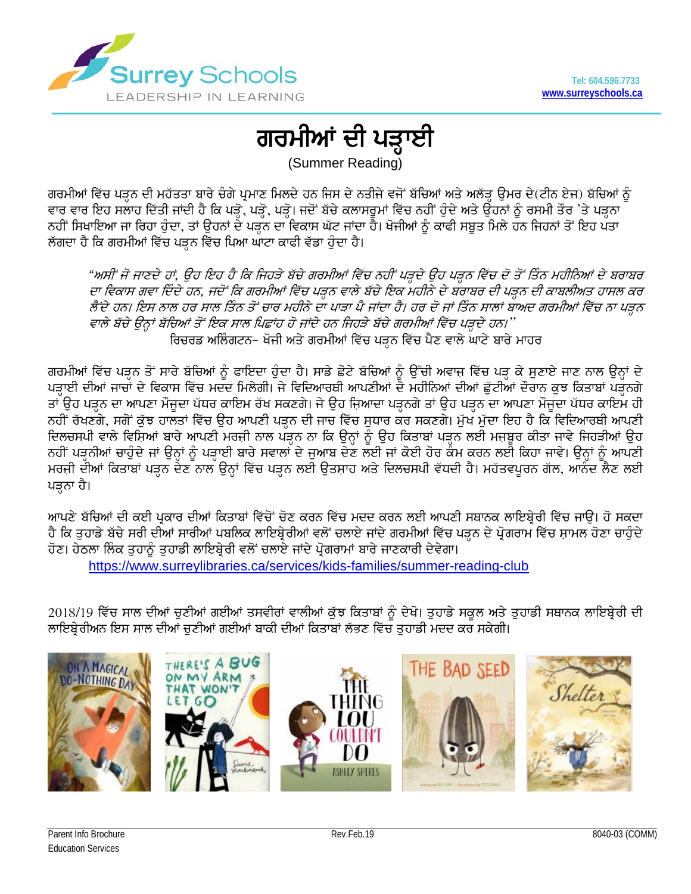Surrey Schools
LEADERSHIP IN LEARNING

Tel: 604.596.7733
www.surreyschools.ca

# ਗਰਮੀਆਂ ਦੀ ਪੜ੍ਹਾਈ

(Summer Reading)

ਗਰਮੀਆਂ ਵਿੱਚ ਪੜ੍ਹਨ ਦੀ ਮਹੱਤਤਾ ਬਾਰੇ ਚੰਗੇ ਪ੍ਰਮਾਣ ਮਿਲਦੇ ਹਨ ਜਿਸ ਦੇ ਨਤੀਜੇ ਵਜੋਂ ਬੱਚਿਆਂ ਅਤੇ ਅਲੱੜ੍ਹ ਉਮਰ ਦੇ(ਟੀਨ ਏਜ) ਬੱਚਿਆਂ ਨੂੰ ਵਾਰ ਵਾਰ ਇਹ ਸਲਾਹ ਦਿੱਤੀ ਜਾਂਦੀ ਹੈ ਕਿ ਪੜ੍ਹੋ, ਪੜ੍ਹੋ, ਪੜ੍ਹੋ। ਜਦੋਂ ਬੱਚੇ ਕਲਾਸਰੂਮਾਂ ਵਿੱਚ ਨਹੀਂ ਹੁੰਦੇ ਅਤੇ ਉਹਨਾਂ ਨੂੰ ਰਸਮੀ ਤੌਰ 'ਤੇ ਪੜ੍ਹਨਾ ਨਹੀਂ ਸਿਖਾਇਆ ਜਾ ਰਿਹਾ ਹੁੰਦਾ, ਤਾਂ ਉਹਨਾਂ ਦੇ ਪੜ੍ਹਨ ਦਾ ਵਿਕਾਸ ਘੱਟ ਜਾਂਦਾ ਹੈ। ਖੋਜੀਆਂ ਨੂੰ ਕਾਫੀ ਸਬੂਤ ਮਿਲੇ ਹਨ ਜਿਹਨਾਂ ਤੋਂ ਇਹ ਪਤਾ ਲੱਗਦਾ ਹੈ ਕਿ ਗਰਮੀਆਂ ਵਿੱਚ ਪੜ੍ਹਨ ਵਿੱਚ ਪਿਆ ਘਾਟਾ ਕਾਫੀ ਵੱਡਾ ਹੁੰਦਾ ਹੈ।

> *"ਅਸੀਂ ਜੋ ਜਾਣਦੇ ਹਾਂ, ਉਹ ਇਹ ਹੈ ਕਿ ਜਿਹੜੇ ਬੱਚੇ ਗਰਮੀਆਂ ਵਿੱਚ ਨਹੀਂ ਪੜ੍ਹਦੇ ਉਹ ਪੜ੍ਹਨ ਵਿੱਚ ਦੋ ਤੋਂ ਤਿੰਨ ਮਹੀਨਿਆਂ ਦੇ ਬਰਾਬਰ ਦਾ ਵਿਕਾਸ ਗਵਾ ਦਿੰਦੇ ਹਨ, ਜਦੋਂ ਕਿ ਗਰਮੀਆਂ ਵਿੱਚ ਪੜ੍ਹਨ ਵਾਲੇ ਬੱਚੇ ਇਕ ਮਹੀਨੇ ਦੇ ਬਰਾਬਰ ਦੀ ਪੜ੍ਹਨ ਦੀ ਕਾਬਲੀਅਤ ਹਾਸਲ ਕਰ ਲੈਂਦੇ ਹਨ। ਇਸ ਨਾਲ ਹਰ ਸਾਲ ਤਿੰਨ ਤੋਂ ਚਾਰ ਮਹੀਨੇ ਦਾ ਪਾੜਾ ਪੈ ਜਾਂਦਾ ਹੈ। ਹਰ ਦੋ ਜਾਂ ਤਿੰਨ ਸਾਲਾਂ ਬਾਅਦ ਗਰਮੀਆਂ ਵਿੱਚ ਨਾ ਪੜ੍ਹਨ ਵਾਲੇ ਬੱਚੇ ਉਨ੍ਹਾਂ ਬੱਚਿਆਂ ਤੋਂ ਇਕ ਸਾਲ ਪਿਛਾਂਹ ਹੋ ਜਾਂਦੇ ਹਨ ਜਿਹੜੇ ਬੱਚੇ ਗਰਮੀਆਂ ਵਿੱਚ ਪੜ੍ਹਦੇ ਹਨ।"*
>
> ਰਿਚਰਡ ਅਲਿੰਗਟਨ- ਖੋਜੀ ਅਤੇ ਗਰਮੀਆਂ ਵਿੱਚ ਪੜ੍ਹਨ ਵਿੱਚ ਪੈਣ ਵਾਲੇ ਘਾਟੇ ਬਾਰੇ ਮਾਹਰ

ਗਰਮੀਆਂ ਵਿੱਚ ਪੜ੍ਹਨ ਤੋਂ ਸਾਰੇ ਬੱਚਿਆਂ ਨੂੰ ਫਾਇਦਾ ਹੁੰਦਾ ਹੈ। ਸਾਡੇ ਛੋਟੇ ਬੱਚਿਆਂ ਨੂੰ ਉੱਚੀ ਅਵਾਜ਼ ਵਿੱਚ ਪੜ੍ਹ ਕੇ ਸੁਣਾਏ ਜਾਣ ਨਾਲ ਉਨ੍ਹਾਂ ਦੇ ਪੜ੍ਹਾਈ ਦੀਆਂ ਜਾਚਾਂ ਦੇ ਵਿਕਾਸ ਵਿੱਚ ਮਦਦ ਮਿਲੇਗੀ। ਜੇ ਵਿਦਿਆਰਥੀ ਆਪਣੀਆਂ ਦੋ ਮਹੀਨਿਆਂ ਦੀਆਂ ਛੁੱਟੀਆਂ ਦੌਰਾਨ ਕੁਝ ਕਿਤਾਬਾਂ ਪੜ੍ਹਨਗੇ ਤਾਂ ਉਹ ਪੜ੍ਹਨ ਦਾ ਆਪਣਾ ਮੌਜੂਦਾ ਪੱਧਰ ਕਾਇਮ ਰੱਖ ਸਕਣਗੇ। ਜੇ ਉਹ ਜ਼ਿਆਦਾ ਪੜ੍ਹਨਗੇ ਤਾਂ ਉਹ ਪੜ੍ਹਨ ਦਾ ਆਪਣਾ ਮੌਜੂਦਾ ਪੱਧਰ ਕਾਇਮ ਹੀ ਨਹੀਂ ਰੱਖਣਗੇ, ਸਗੋਂ ਕੁੱਝ ਹਾਲਤਾਂ ਵਿੱਚ ਉਹ ਆਪਣੀ ਪੜ੍ਹਨ ਦੀ ਜਾਚ ਵਿੱਚ ਸੁਧਾਰ ਕਰ ਸਕਣਗੇ। ਮੁੱਖ ਮੁੱਦਾ ਇਹ ਹੈ ਕਿ ਵਿਦਿਆਰਥੀ ਆਪਣੀ ਦਿਲਚਸਪੀ ਵਾਲੇ ਵਿਸ਼ਿਆਂ ਬਾਰੇ ਆਪਣੀ ਮਰਜ਼ੀ ਨਾਲ ਪੜ੍ਹਨ ਨਾ ਕਿ ਉਨ੍ਹਾਂ ਨੂੰ ਉਹ ਕਿਤਾਬਾਂ ਪੜ੍ਹਨ ਲਈ ਮਜਬੂਰ ਕੀਤਾ ਜਾਵੇ ਜਿਹੜੀਆਂ ਉਹ ਨਹੀਂ ਪੜ੍ਹਨੀਆਂ ਚਾਹੁੰਦੇ ਜਾਂ ਉਨ੍ਹਾਂ ਨੂੰ ਪੜ੍ਹਾਈ ਬਾਰੇ ਸਵਾਲਾਂ ਦੇ ਜੁਆਬ ਦੇਣ ਲਈ ਜਾਂ ਕੋਈ ਹੋਰ ਕੰਮ ਕਰਨ ਲਈ ਕਿਹਾ ਜਾਵੇ। ਉਨ੍ਹਾਂ ਨੂੰ ਆਪਣੀ ਮਰਜ਼ੀ ਦੀਆਂ ਕਿਤਾਬਾਂ ਪੜ੍ਹਨ ਦੇਣ ਨਾਲ ਉਨ੍ਹਾਂ ਵਿੱਚ ਪੜ੍ਹਨ ਲਈ ਉਤਸ਼ਾਹ ਅਤੇ ਦਿਲਚਸਪੀ ਵੱਧਦੀ ਹੈ। ਮਹੱਤਵਪੂਰਨ ਗੱਲ, ਆਨੰਦ ਲੈਣ ਲਈ ਪੜ੍ਹਨਾ ਹੈ।

ਆਪਣੇ ਬੱਚਿਆਂ ਦੀ ਕਈ ਪ੍ਰਕਾਰ ਦੀਆਂ ਕਿਤਾਬਾਂ ਵਿੱਚੋਂ ਚੋਣ ਕਰਨ ਵਿੱਚ ਮਦਦ ਕਰਨ ਲਈ ਆਪਣੀ ਸਥਾਨਕ ਲਾਇਬ੍ਰੇਰੀ ਵਿੱਚ ਜਾਉ। ਹੋ ਸਕਦਾ ਹੈ ਕਿ ਤੁਹਾਡੇ ਬੱਚੇ ਸਰੀ ਦੀਆਂ ਸਾਰੀਆਂ ਪਬਲਿਕ ਲਾਇਬ੍ਰੇਰੀਆਂ ਵਲੋਂ ਚਲਾਏ ਜਾਂਦੇ ਗਰਮੀਆਂ ਵਿੱਚ ਪੜ੍ਹਨ ਦੇ ਪ੍ਰੋਗਰਾਮ ਵਿੱਚ ਸ਼ਾਮਲ ਹੋਣਾ ਚਾਹੁੰਦੇ ਹੋਣ। ਹੇਠਲਾ ਲਿੰਕ ਤੁਹਾਨੂੰ ਤੁਹਾਡੀ ਲਾਇਬ੍ਰੇਰੀ ਵਲੋਂ ਚਲਾਏ ਜਾਂਦੇ ਪ੍ਰੋਗਰਾਮਾਂ ਬਾਰੇ ਜਾਣਕਾਰੀ ਦੇਵੇਗਾ।

https://www.surreylibraries.ca/services/kids-families/summer-reading-club

2018/19 ਵਿੱਚ ਸਾਲ ਦੀਆਂ ਚੁਣੀਆਂ ਗਈਆਂ ਤਸਵੀਰਾਂ ਵਾਲੀਆਂ ਕੁੱਝ ਕਿਤਾਬਾਂ ਨੂੰ ਦੇਖੋ। ਤੁਹਾਡੇ ਸਕੂਲ ਅਤੇ ਤੁਹਾਡੀ ਸਥਾਨਕ ਲਾਇਬ੍ਰੇਰੀ ਦੀ ਲਾਇਬ੍ਰੇਰੀਅਨ ਇਸ ਸਾਲ ਦੀਆਂ ਚੁਣੀਆਂ ਗਈਆਂ ਬਾਕੀ ਦੀਆਂ ਕਿਤਾਬਾਂ ਲੱਭਣ ਵਿੱਚ ਤੁਹਾਡੀ ਮਦਦ ਕਰ ਸਕੇਗੀ।

Parent Info Brochure
Education Services

Rev.Feb.19

8040-03 (COMM)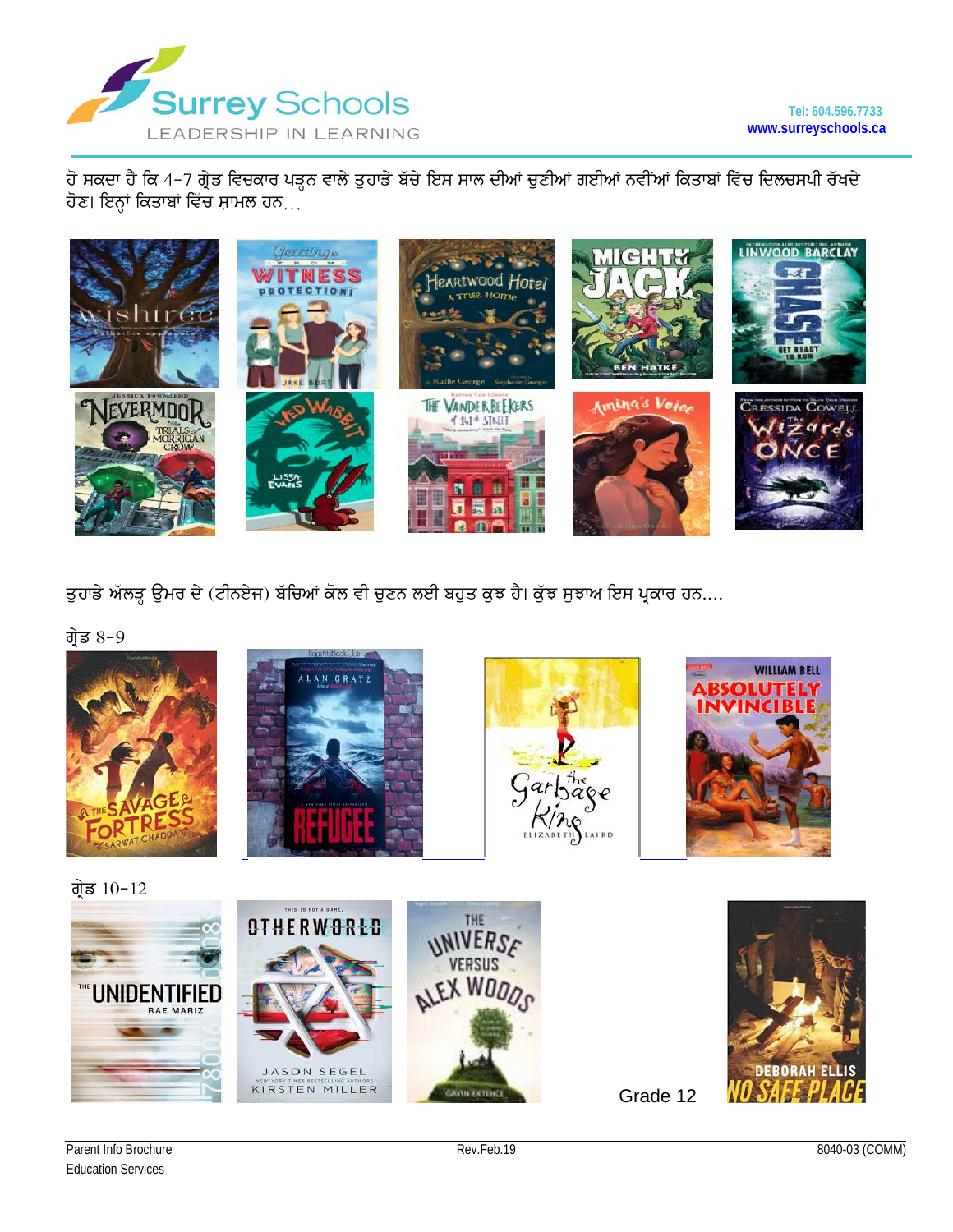ਹੋ ਸਕਦਾ ਹੈ ਕਿ 4-7 ਗ੍ਰੇਡ ਵਿਚਕਾਰ ਪੜ੍ਹਨ ਵਾਲੇ ਤੁਹਾਡੇ ਬੱਚੇ ਇਸ ਸਾਲ ਦੀਆਂ ਚੁਣੀਆਂ ਗਈਆਂ ਨਵੀਆਂ ਕਿਤਾਬਾਂ ਵਿੱਚ ਦਿਲਚਸਪੀ ਰੱਖਦੇ ਹੋਣ। ਇਨ੍ਹਾਂ ਕਿਤਾਬਾਂ ਵਿੱਚ ਸ਼ਾਮਲ ਹਨ...

ਤੁਹਾਡੇ ਅੱਲੜ੍ਹ ਉਮਰ ਦੇ (ਟੀਨਏਜ) ਬੱਚਿਆਂ ਕੋਲ ਵੀ ਚੁਣਨ ਲਈ ਬਹੁਤ ਕੁਝ ਹੈ। ਕੁੱਝ ਸੁਝਾਅ ਇਸ ਪ੍ਰਕਾਰ ਹਨ....

ਗ੍ਰੇਡ 8-9

ਗ੍ਰੇਡ 10-12

Grade 12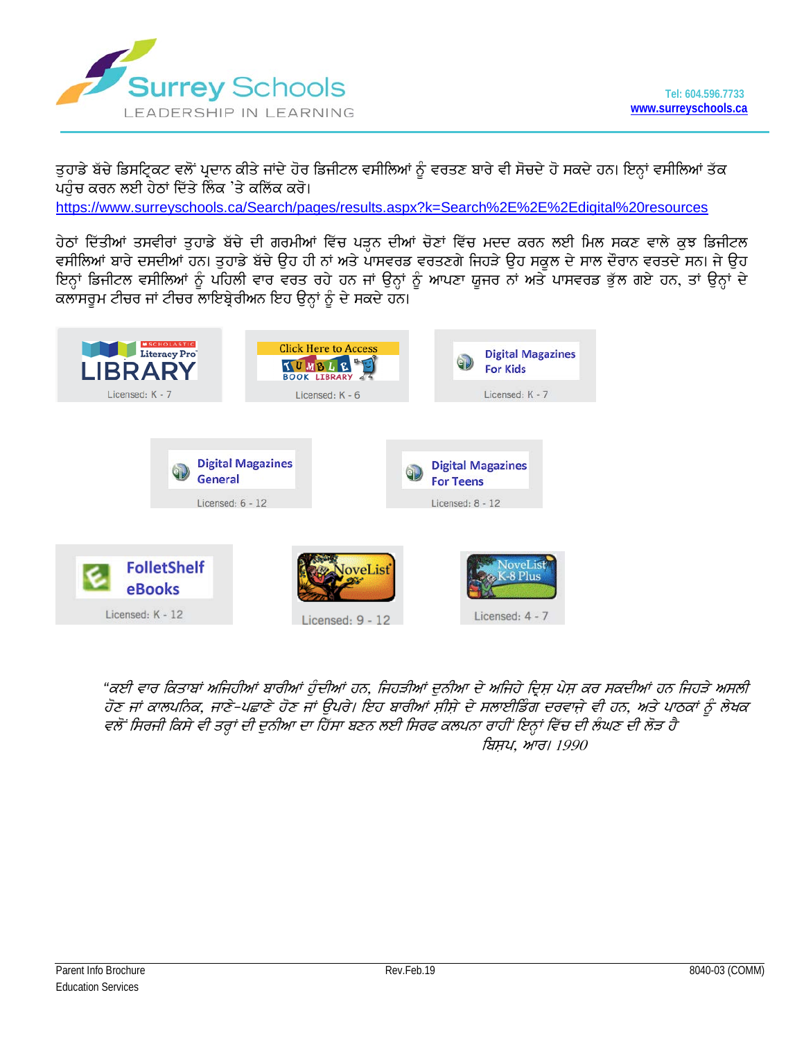Surrey Schools
LEADERSHIP IN LEARNING

Tel: 604.596.7733
www.surreyschools.ca

ਤੁਹਾਡੇ ਬੱਚੇ ਡਿਸਟ੍ਰਿਕਟ ਵਲੋਂ ਪ੍ਰਦਾਨ ਕੀਤੇ ਜਾਂਦੇ ਹੋਰ ਡਿਜੀਟਲ ਵਸੀਲਿਆਂ ਨੂੰ ਵਰਤਣ ਬਾਰੇ ਵੀ ਸੋਚਦੇ ਹੋ ਸਕਦੇ ਹਨ। ਇਨ੍ਹਾਂ ਵਸੀਲਿਆਂ ਤੱਕ ਪਹੁੰਚ ਕਰਨ ਲਈ ਹੇਠਾਂ ਦਿੱਤੇ ਲਿੰਕ 'ਤੇ ਕਲਿੱਕ ਕਰੋ।
https://www.surreyschools.ca/Search/pages/results.aspx?k=Search%2E%2E%2Edigital%20resources

ਹੇਠਾਂ ਦਿੱਤੀਆਂ ਤਸਵੀਰਾਂ ਤੁਹਾਡੇ ਬੱਚੇ ਦੀ ਗਰਮੀਆਂ ਵਿੱਚ ਪੜ੍ਹਨ ਦੀਆਂ ਚੋਣਾਂ ਵਿੱਚ ਮਦਦ ਕਰਨ ਲਈ ਮਿਲ ਸਕਣ ਵਾਲੇ ਕੁਝ ਡਿਜੀਟਲ ਵਸੀਲਿਆਂ ਬਾਰੇ ਦਸਦੀਆਂ ਹਨ। ਤੁਹਾਡੇ ਬੱਚੇ ਉਹ ਹੀ ਨਾਂ ਅਤੇ ਪਾਸਵਰਡ ਵਰਤਣਗੇ ਜਿਹੜੇ ਉਹ ਸਕੂਲ ਦੇ ਸਾਲ ਦੌਰਾਨ ਵਰਤਦੇ ਸਨ। ਜੇ ਉਹ ਇਨ੍ਹਾਂ ਡਿਜੀਟਲ ਵਸੀਲਿਆਂ ਨੂੰ ਪਹਿਲੀ ਵਾਰ ਵਰਤ ਰਹੇ ਹਨ ਜਾਂ ਉਨ੍ਹਾਂ ਨੂੰ ਆਪਣਾ ਯੂਜ਼ਰ ਨਾਂ ਅਤੇ ਪਾਸਵਰਡ ਭੁੱਲ ਗਏ ਹਨ, ਤਾਂ ਉਨ੍ਹਾਂ ਦੇ ਕਲਾਸਰੂਮ ਟੀਚਰ ਜਾਂ ਟੀਚਰ ਲਾਇਬ੍ਰੇਰੀਅਨ ਇਹ ਉਨ੍ਹਾਂ ਨੂੰ ਦੇ ਸਕਦੇ ਹਨ।

SCHOLASTIC Literacy Pro LIBRARY
Licensed: K - 7

Click Here to Access TUMBLE BOOK LIBRARY
Licensed: K - 6

Digital Magazines For Kids
Licensed: K - 7

Digital Magazines General
Licensed: 6 - 12

Digital Magazines For Teens
Licensed: 8 - 12

FolletShelf eBooks
Licensed: K - 12

NoveList
Licensed: 9 - 12

NoveList K-8 Plus
Licensed: 4 - 7

*"ਕਈ ਵਾਰ ਕਿਤਾਬਾਂ ਅਜਿਹੀਆਂ ਬਾਰੀਆਂ ਹੁੰਦੀਆਂ ਹਨ, ਜਿਹੜੀਆਂ ਦੁਨੀਆ ਦੇ ਅਜਿਹੇ ਦ੍ਰਿਸ਼ ਪੇਸ਼ ਕਰ ਸਕਦੀਆਂ ਹਨ ਜਿਹੜੇ ਅਸਲੀ ਹੋਣ ਜਾਂ ਕਾਲਪਨਿਕ, ਜਾਣੇ-ਪਛਾਣੇ ਹੋਣ ਜਾਂ ਓਪਰੇ। ਇਹ ਬਾਰੀਆਂ ਸ਼ੀਸ਼ੇ ਦੇ ਸਲਾਈਡਿੰਗ ਦਰਵਾਜ਼ੇ ਵੀ ਹਨ, ਅਤੇ ਪਾਠਕਾਂ ਨੂੰ ਲੇਖਕ ਵਲੋਂ ਸਿਰਜੀ ਕਿਸੇ ਵੀ ਤਰ੍ਹਾਂ ਦੀ ਦੁਨੀਆ ਦਾ ਹਿੱਸਾ ਬਣਨ ਲਈ ਸਿਰਫ ਕਲਪਨਾ ਰਾਹੀਂ ਇਨ੍ਹਾਂ ਵਿੱਚ ਦੀ ਲੰਘਣ ਦੀ ਲੋੜ ਹੈ*

*ਬਿਸ਼ਪ, ਆਰ। 1990*